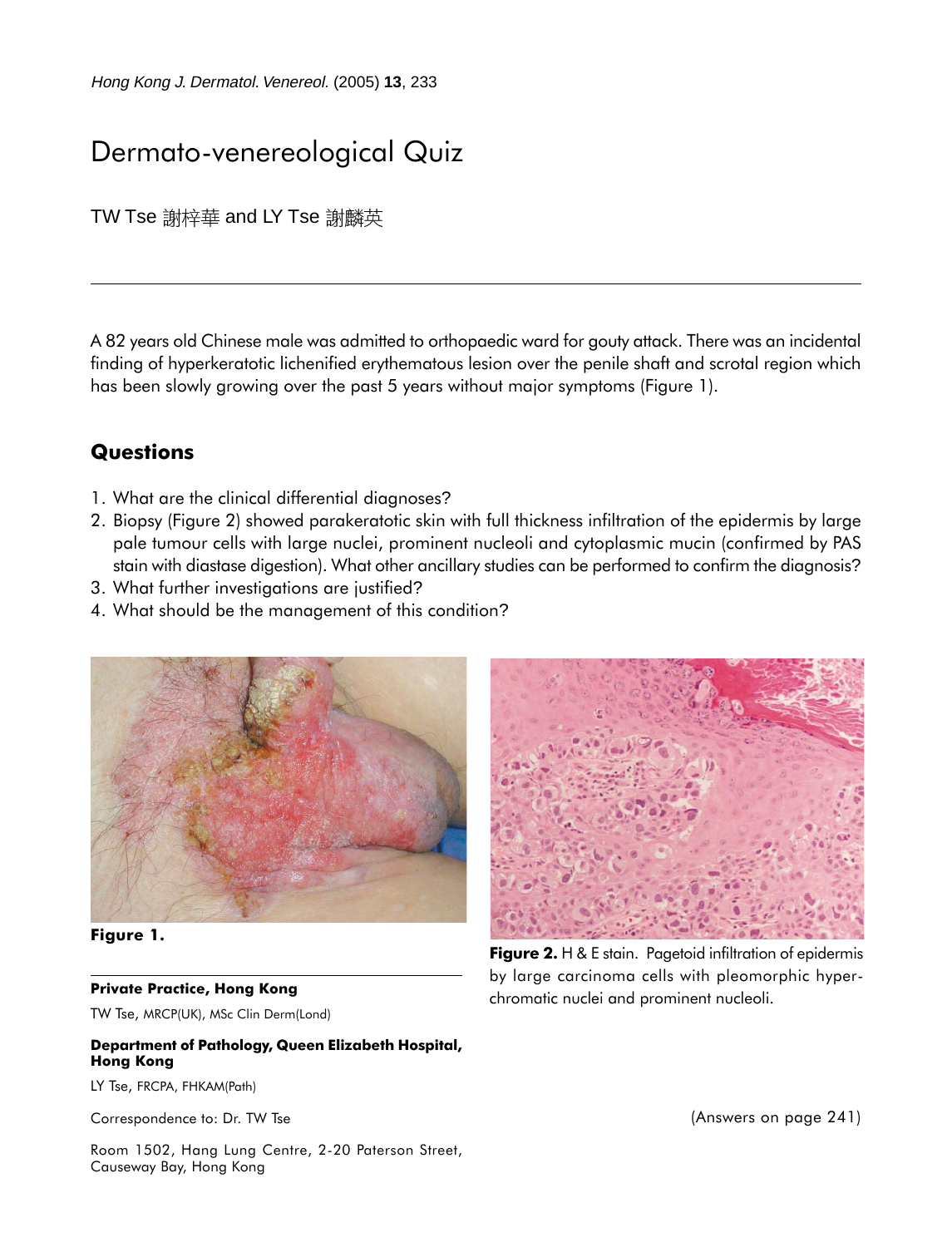# Dermato-venereological Quiz

TW Tse 謝梓華 and LY Tse 謝麟英

---

A 82 years old Chinese male was admitted to orthopaedic ward for gouty attack. There was an incidental finding of hyperkeratotic lichenified erythematous lesion over the penile shaft and scrotal region which has been slowly growing over the past 5 years without major symptoms (Figure 1).

## Questions

1. What are the clinical differential diagnoses?
2. Biopsy (Figure 2) showed parakeratotic skin with full thickness infiltration of the epidermis by large pale tumour cells with large nuclei, prominent nucleoli and cytoplasmic mucin (confirmed by PAS stain with diastase digestion). What other ancillary studies can be performed to confirm the diagnosis?
3. What further investigations are justified?
4. What should be the management of this condition?

**Figure 1.**

**Figure 2.** H & E stain. Pagetoid infiltration of epidermis by large carcinoma cells with pleomorphic hyperchromatic nuclei and prominent nucleoli.

---

**Private Practice, Hong Kong**

TW Tse, MRCP(UK), MSc Clin Derm(Lond)

**Department of Pathology, Queen Elizabeth Hospital, Hong Kong**

LY Tse, FRCPA, FHKAM(Path)

Correspondence to: Dr. TW Tse

Room 1502, Hang Lung Centre, 2-20 Paterson Street, Causeway Bay, Hong Kong

(Answers on page 241)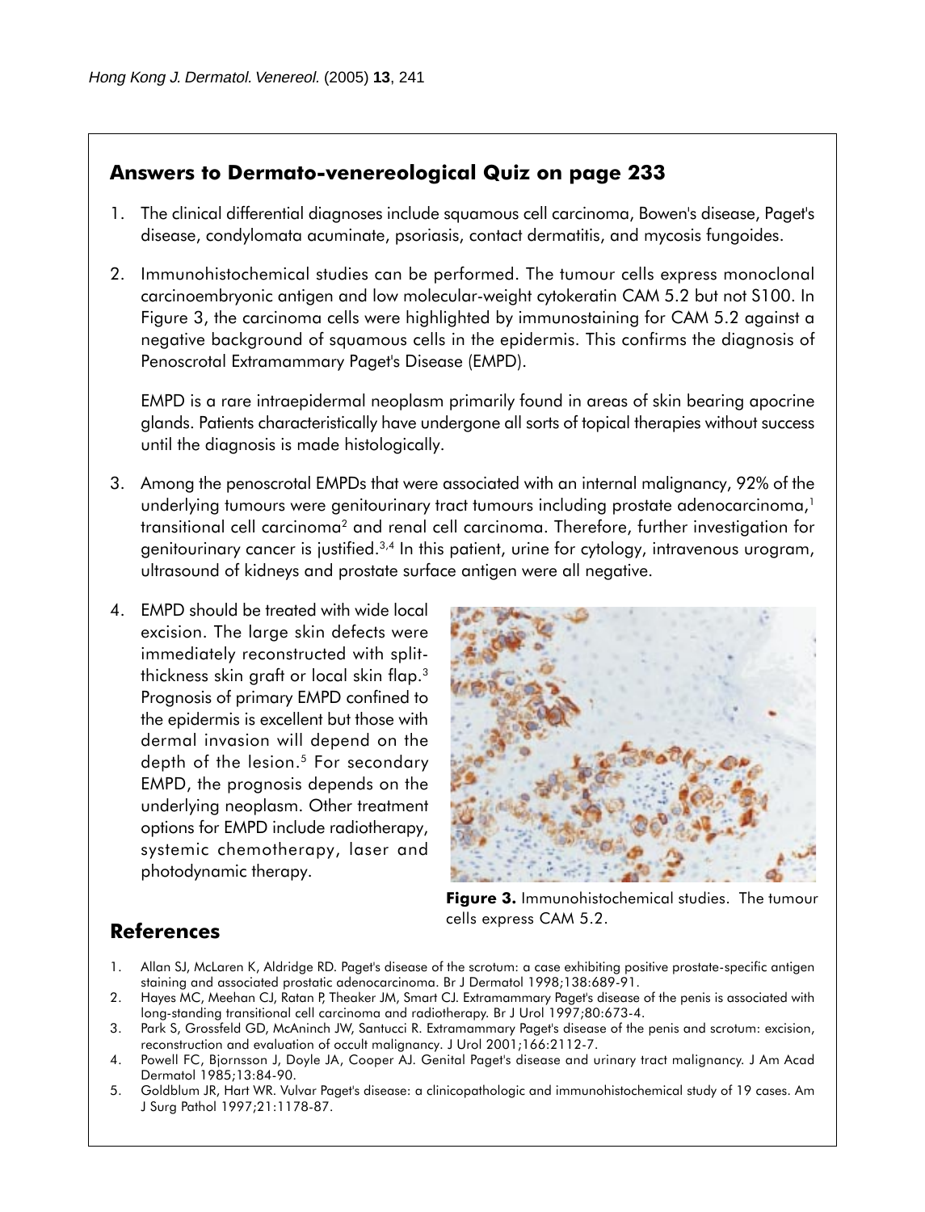## Answers to Dermato-venereological Quiz on page 233

1. The clinical differential diagnoses include squamous cell carcinoma, Bowen's disease, Paget's disease, condylomata acuminate, psoriasis, contact dermatitis, and mycosis fungoides.

2. Immunohistochemical studies can be performed. The tumour cells express monoclonal carcinoembryonic antigen and low molecular-weight cytokeratin CAM 5.2 but not S100. In Figure 3, the carcinoma cells were highlighted by immunostaining for CAM 5.2 against a negative background of squamous cells in the epidermis. This confirms the diagnosis of Penoscrotal Extramammary Paget's Disease (EMPD).

   EMPD is a rare intraepidermal neoplasm primarily found in areas of skin bearing apocrine glands. Patients characteristically have undergone all sorts of topical therapies without success until the diagnosis is made histologically.

3. Among the penoscrotal EMPDs that were associated with an internal malignancy, 92% of the underlying tumours were genitourinary tract tumours including prostate adenocarcinoma,[1] transitional cell carcinoma[2] and renal cell carcinoma. Therefore, further investigation for genitourinary cancer is justified.[3,4] In this patient, urine for cytology, intravenous urogram, ultrasound of kidneys and prostate surface antigen were all negative.

4. EMPD should be treated with wide local excision. The large skin defects were immediately reconstructed with split-thickness skin graft or local skin flap.[3] Prognosis of primary EMPD confined to the epidermis is excellent but those with dermal invasion will depend on the depth of the lesion.[5] For secondary EMPD, the prognosis depends on the underlying neoplasm. Other treatment options for EMPD include radiotherapy, systemic chemotherapy, laser and photodynamic therapy.

**Figure 3.** Immunohistochemical studies. The tumour cells express CAM 5.2.

## References

1. Allan SJ, McLaren K, Aldridge RD. Paget's disease of the scrotum: a case exhibiting positive prostate-specific antigen staining and associated prostatic adenocarcinoma. Br J Dermatol 1998;138:689-91.
2. Hayes MC, Meehan CJ, Ratan P, Theaker JM, Smart CJ. Extramammary Paget's disease of the penis is associated with long-standing transitional cell carcinoma and radiotherapy. Br J Urol 1997;80:673-4.
3. Park S, Grossfeld GD, McAninch JW, Santucci R. Extramammary Paget's disease of the penis and scrotum: excision, reconstruction and evaluation of occult malignancy. J Urol 2001;166:2112-7.
4. Powell FC, Bjornsson J, Doyle JA, Cooper AJ. Genital Paget's disease and urinary tract malignancy. J Am Acad Dermatol 1985;13:84-90.
5. Goldblum JR, Hart WR. Vulvar Paget's disease: a clinicopathologic and immunohistochemical study of 19 cases. Am J Surg Pathol 1997;21:1178-87.